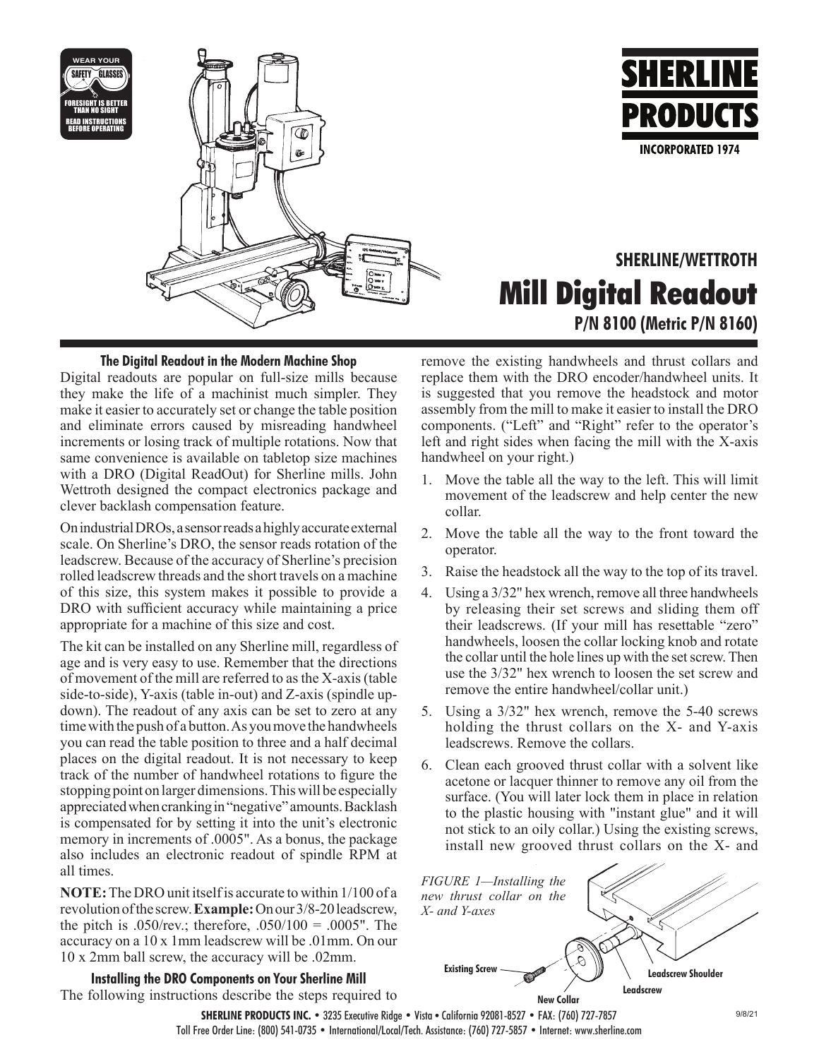SHERLINE PRODUCTS

INCORPORATED 1974

WEAR YOUR SAFETY GLASSES

FORESIGHT IS BETTER THAN NO SIGHT

READ INSTRUCTIONS BEFORE OPERATING

# SHERLINE/WETTROTH Mill Digital Readout

## P/N 8100 (Metric P/N 8160)

### The Digital Readout in the Modern Machine Shop

Digital readouts are popular on full-size mills because they make the life of a machinist much simpler. They make it easier to accurately set or change the table position and eliminate errors caused by misreading handwheel increments or losing track of multiple rotations. Now that same convenience is available on tabletop size machines with a DRO (Digital ReadOut) for Sherline mills. John Wettroth designed the compact electronics package and clever backlash compensation feature.

On industrial DROs, a sensor reads a highly accurate external scale. On Sherline's DRO, the sensor reads rotation of the leadscrew. Because of the accuracy of Sherline's precision rolled leadscrew threads and the short travels on a machine of this size, this system makes it possible to provide a DRO with sufficient accuracy while maintaining a price appropriate for a machine of this size and cost.

The kit can be installed on any Sherline mill, regardless of age and is very easy to use. Remember that the directions of movement of the mill are referred to as the X-axis (table side-to-side), Y-axis (table in-out) and Z-axis (spindle up-down). The readout of any axis can be set to zero at any time with the push of a button. As you move the handwheels you can read the table position to three and a half decimal places on the digital readout. It is not necessary to keep track of the number of handwheel rotations to figure the stopping point on larger dimensions. This will be especially appreciated when cranking in "negative" amounts. Backlash is compensated for by setting it into the unit's electronic memory in increments of .0005". As a bonus, the package also includes an electronic readout of spindle RPM at all times.

**NOTE:** The DRO unit itself is accurate to within 1/100 of a revolution of the screw. **Example:** On our 3/8-20 leadscrew, the pitch is .050/rev.; therefore, .050/100 = .0005". The accuracy on a 10 x 1mm leadscrew will be .01mm. On our 10 x 2mm ball screw, the accuracy will be .02mm.

### Installing the DRO Components on Your Sherline Mill

The following instructions describe the steps required to remove the existing handwheels and thrust collars and replace them with the DRO encoder/handwheel units. It is suggested that you remove the headstock and motor assembly from the mill to make it easier to install the DRO components. ("Left" and "Right" refer to the operator's left and right sides when facing the mill with the X-axis handwheel on your right.)

1. Move the table all the way to the left. This will limit movement of the leadscrew and help center the new collar.
2. Move the table all the way to the front toward the operator.
3. Raise the headstock all the way to the top of its travel.
4. Using a 3/32" hex wrench, remove all three handwheels by releasing their set screws and sliding them off their leadscrews. (If your mill has resettable "zero" handwheels, loosen the collar locking knob and rotate the collar until the hole lines up with the set screw. Then use the 3/32" hex wrench to loosen the set screw and remove the entire handwheel/collar unit.)
5. Using a 3/32" hex wrench, remove the 5-40 screws holding the thrust collars on the X- and Y-axis leadscrews. Remove the collars.
6. Clean each grooved thrust collar with a solvent like acetone or lacquer thinner to remove any oil from the surface. (You will later lock them in place in relation to the plastic housing with "instant glue" and it will not stick to an oily collar.) Using the existing screws, install new grooved thrust collars on the X- and

*FIGURE 1—Installing the new thrust collar on the X- and Y-axes*

Existing Screw — New Collar — Leadscrew — Leadscrew Shoulder

**SHERLINE PRODUCTS INC.** • 3235 Executive Ridge • Vista • California 92081-8527 • FAX: (760) 727-7857
Toll Free Order Line: (800) 541-0735 • International/Local/Tech. Assistance: (760) 727-5857 • Internet: www.sherline.com

9/8/21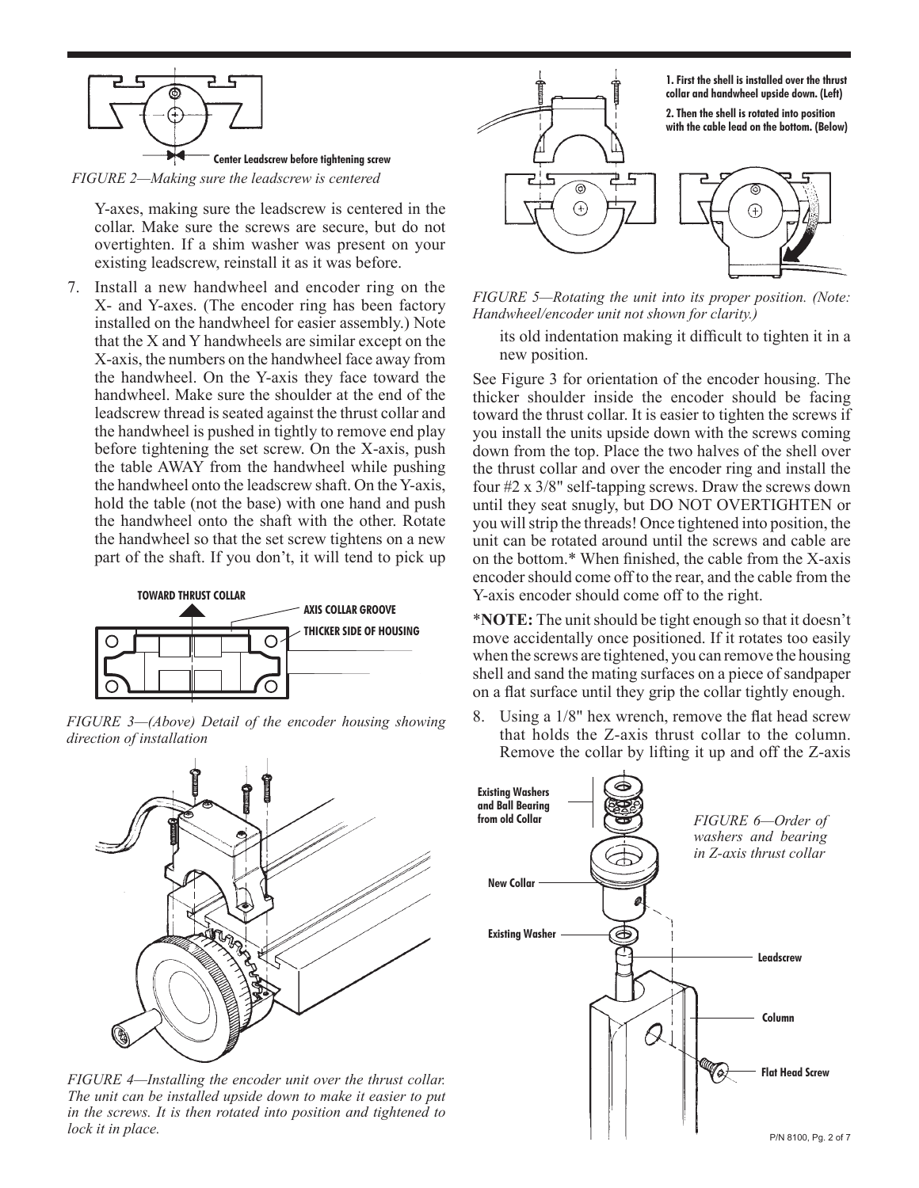Center Leadscrew before tightening screw

*FIGURE 2—Making sure the leadscrew is centered*

Y-axes, making sure the leadscrew is centered in the collar. Make sure the screws are secure, but do not overtighten. If a shim washer was present on your existing leadscrew, reinstall it as it was before.

7. Install a new handwheel and encoder ring on the X- and Y-axes. (The encoder ring has been factory installed on the handwheel for easier assembly.) Note that the X and Y handwheels are similar except on the X-axis, the numbers on the handwheel face away from the handwheel. On the Y-axis they face toward the handwheel. Make sure the shoulder at the end of the leadscrew thread is seated against the thrust collar and the handwheel is pushed in tightly to remove end play before tightening the set screw. On the X-axis, push the table AWAY from the handwheel while pushing the handwheel onto the leadscrew shaft. On the Y-axis, hold the table (not the base) with one hand and push the handwheel onto the shaft with the other. Rotate the handwheel so that the set screw tightens on a new part of the shaft. If you don't, it will tend to pick up its old indentation making it difficult to tighten it in a new position.

TOWARD THRUST COLLAR

AXIS COLLAR GROOVE

THICKER SIDE OF HOUSING

*FIGURE 3—(Above) Detail of the encoder housing showing direction of installation*

*FIGURE 4—Installing the encoder unit over the thrust collar. The unit can be installed upside down to make it easier to put in the screws. It is then rotated into position and tightened to lock it in place.*

**1. First the shell is installed over the thrust collar and handwheel upside down. (Left)**

**2. Then the shell is rotated into position with the cable lead on the bottom. (Below)**

*FIGURE 5—Rotating the unit into its proper position. (Note: Handwheel/encoder unit not shown for clarity.)*

See Figure 3 for orientation of the encoder housing. The thicker shoulder inside the encoder should be facing toward the thrust collar. It is easier to tighten the screws if you install the units upside down with the screws coming down from the top. Place the two halves of the shell over the thrust collar and over the encoder ring and install the four #2 x 3/8" self-tapping screws. Draw the screws down until they seat snugly, but DO NOT OVERTIGHTEN or you will strip the threads! Once tightened into position, the unit can be rotated around until the screws and cable are on the bottom.* When finished, the cable from the X-axis encoder should come off to the rear, and the cable from the Y-axis encoder should come off to the right.

***NOTE:** The unit should be tight enough so that it doesn't move accidentally once positioned. If it rotates too easily when the screws are tightened, you can remove the housing shell and sand the mating surfaces on a piece of sandpaper on a flat surface until they grip the collar tightly enough.

8. Using a 1/8" hex wrench, remove the flat head screw that holds the Z-axis thrust collar to the column. Remove the collar by lifting it up and off the Z-axis

Existing Washers and Ball Bearing from old Collar

New Collar

Existing Washer

Leadscrew

Column

Flat Head Screw

*FIGURE 6—Order of washers and bearing in Z-axis thrust collar*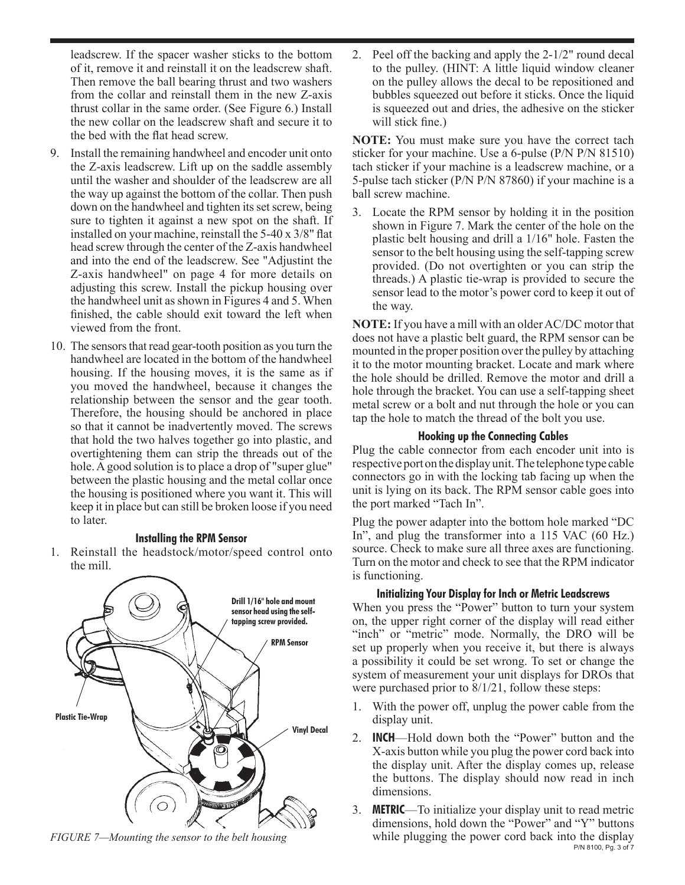leadscrew. If the spacer washer sticks to the bottom of it, remove it and reinstall it on the leadscrew shaft. Then remove the ball bearing thrust and two washers from the collar and reinstall them in the new Z-axis thrust collar in the same order. (See Figure 6.) Install the new collar on the leadscrew shaft and secure it to the bed with the flat head screw.

9. Install the remaining handwheel and encoder unit onto the Z-axis leadscrew. Lift up on the saddle assembly until the washer and shoulder of the leadscrew are all the way up against the bottom of the collar. Then push down on the handwheel and tighten its set screw, being sure to tighten it against a new spot on the shaft. If installed on your machine, reinstall the 5-40 x 3/8" flat head screw through the center of the Z-axis handwheel and into the end of the leadscrew. See "Adjustint the Z-axis handwheel" on page 4 for more details on adjusting this screw. Install the pickup housing over the handwheel unit as shown in Figures 4 and 5. When finished, the cable should exit toward the left when viewed from the front.

10. The sensors that read gear-tooth position as you turn the handwheel are located in the bottom of the handwheel housing. If the housing moves, it is the same as if you moved the handwheel, because it changes the relationship between the sensor and the gear tooth. Therefore, the housing should be anchored in place so that it cannot be inadvertently moved. The screws that hold the two halves together go into plastic, and overtightening them can strip the threads out of the hole. A good solution is to place a drop of "super glue" between the plastic housing and the metal collar once the housing is positioned where you want it. This will keep it in place but can still be broken loose if you need to later.

### Installing the RPM Sensor

1. Reinstall the headstock/motor/speed control onto the mill.

Drill 1/16" hole and mount sensor head using the self-tapping screw provided.

RPM Sensor

Plastic Tie-Wrap

Vinyl Decal

*FIGURE 7—Mounting the sensor to the belt housing*

2. Peel off the backing and apply the 2-1/2" round decal to the pulley. (HINT: A little liquid window cleaner on the pulley allows the decal to be repositioned and bubbles squeezed out before it sticks. Once the liquid is squeezed out and dries, the adhesive on the sticker will stick fine.)

**NOTE:** You must make sure you have the correct tach sticker for your machine. Use a 6-pulse (P/N P/N 81510) tach sticker if your machine is a leadscrew machine, or a 5-pulse tach sticker (P/N P/N 87860) if your machine is a ball screw machine.

3. Locate the RPM sensor by holding it in the position shown in Figure 7. Mark the center of the hole on the plastic belt housing and drill a 1/16" hole. Fasten the sensor to the belt housing using the self-tapping screw provided. (Do not overtighten or you can strip the threads.) A plastic tie-wrap is provided to secure the sensor lead to the motor's power cord to keep it out of the way.

**NOTE:** If you have a mill with an older AC/DC motor that does not have a plastic belt guard, the RPM sensor can be mounted in the proper position over the pulley by attaching it to the motor mounting bracket. Locate and mark where the hole should be drilled. Remove the motor and drill a hole through the bracket. You can use a self-tapping sheet metal screw or a bolt and nut through the hole or you can tap the hole to match the thread of the bolt you use.

### Hooking up the Connecting Cables

Plug the cable connector from each encoder unit into is respective port on the display unit. The telephone type cable connectors go in with the locking tab facing up when the unit is lying on its back. The RPM sensor cable goes into the port marked "Tach In".

Plug the power adapter into the bottom hole marked "DC In", and plug the transformer into a 115 VAC (60 Hz.) source. Check to make sure all three axes are functioning. Turn on the motor and check to see that the RPM indicator is functioning.

### Initializing Your Display for Inch or Metric Leadscrews

When you press the "Power" button to turn your system on, the upper right corner of the display will read either "inch" or "metric" mode. Normally, the DRO will be set up properly when you receive it, but there is always a possibility it could be set wrong. To set or change the system of measurement your unit displays for DROs that were purchased prior to 8/1/21, follow these steps:

1. With the power off, unplug the power cable from the display unit.
2. **INCH**—Hold down both the "Power" button and the X-axis button while you plug the power cord back into the display unit. After the display comes up, release the buttons. The display should now read in inch dimensions.
3. **METRIC**—To initialize your display unit to read metric dimensions, hold down the "Power" and "Y" buttons while plugging the power cord back into the display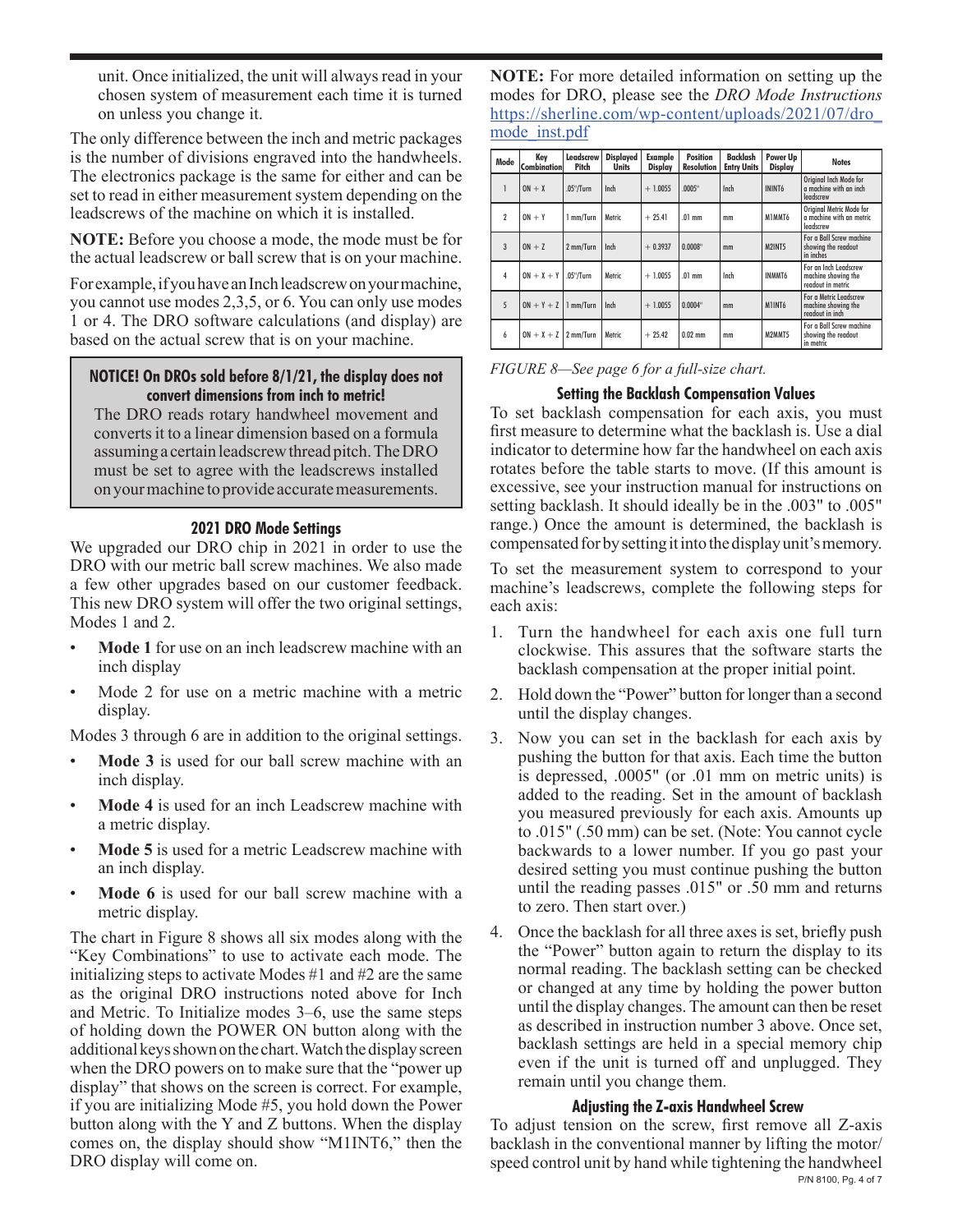unit. Once initialized, the unit will always read in your chosen system of measurement each time it is turned on unless you change it.

The only difference between the inch and metric packages is the number of divisions engraved into the handwheels. The electronics package is the same for either and can be set to read in either measurement system depending on the leadscrews of the machine on which it is installed.

**NOTE:** Before you choose a mode, the mode must be for the actual leadscrew or ball screw that is on your machine.

For example, if you have an Inch leadscrew on your machine, you cannot use modes 2,3,5, or 6. You can only use modes 1 or 4. The DRO software calculations (and display) are based on the actual screw that is on your machine.

> **NOTICE! On DROs sold before 8/1/21, the display does not convert dimensions from inch to metric!**
>
> The DRO reads rotary handwheel movement and converts it to a linear dimension based on a formula assuming a certain leadscrew thread pitch. The DRO must be set to agree with the leadscrews installed on your machine to provide accurate measurements.

### 2021 DRO Mode Settings

We upgraded our DRO chip in 2021 in order to use the DRO with our metric ball screw machines. We also made a few other upgrades based on our customer feedback. This new DRO system will offer the two original settings, Modes 1 and 2.

- **Mode 1** for use on an inch leadscrew machine with an inch display
- Mode 2 for use on a metric machine with a metric display.

Modes 3 through 6 are in addition to the original settings.

- **Mode 3** is used for our ball screw machine with an inch display.
- **Mode 4** is used for an inch Leadscrew machine with a metric display.
- **Mode 5** is used for a metric Leadscrew machine with an inch display.
- **Mode 6** is used for our ball screw machine with a metric display.

The chart in Figure 8 shows all six modes along with the "Key Combinations" to use to activate each mode. The initializing steps to activate Modes #1 and #2 are the same as the original DRO instructions noted above for Inch and Metric. To Initialize modes 3–6, use the same steps of holding down the POWER ON button along with the additional keys shown on the chart. Watch the display screen when the DRO powers on to make sure that the "power up display" that shows on the screen is correct. For example, if you are initializing Mode #5, you hold down the Power button along with the Y and Z buttons. When the display comes on, the display should show "M1INT6," then the DRO display will come on.

**NOTE:** For more detailed information on setting up the modes for DRO, please see the *DRO Mode Instructions* https://sherline.com/wp-content/uploads/2021/07/dro_mode_inst.pdf

| Mode | Key Combination | Leadscrew Pitch | Displayed Units | Example Display | Position Resolution | Backlash Entry Units | Power Up Display | Notes |
|---|---|---|---|---|---|---|---|---|
| 1 | ON + X | .05"/Turn | Inch | + 1.0055 | .0005" | Inch | ININT6 | Original Inch Mode for a machine with an inch leadscrew |
| 2 | ON + Y | 1 mm/Turn | Metric | + 25.41 | .01 mm | mm | M1MMT6 | Original Metric Mode for a machine with an metric leadscrew |
| 3 | ON + Z | 2 mm/Turn | Inch | + 0.3937 | 0.0008" | mm | M2INT5 | For a Ball Screw machine showing the readout in inches |
| 4 | ON + X + Y | .05"/Turn | Metric | + 1.0055 | .01 mm | Inch | INMMT6 | For an Inch Leadscrew machine showing the readout in metric |
| 5 | ON + Y + Z | 1 mm/Turn | Inch | + 1.0055 | 0.0004" | mm | M1INT6 | For a Metric Leadscrew machine showing the readout in inch |
| 6 | ON + X + Z | 2 mm/Turn | Metric | + 25.42 | 0.02 mm | mm | M2MMT5 | For a Ball Screw machine showing the readout in metric |

*FIGURE 8—See page 6 for a full-size chart.*

### Setting the Backlash Compensation Values

To set backlash compensation for each axis, you must first measure to determine what the backlash is. Use a dial indicator to determine how far the handwheel on each axis rotates before the table starts to move. (If this amount is excessive, see your instruction manual for instructions on setting backlash. It should ideally be in the .003" to .005" range.) Once the amount is determined, the backlash is compensated for by setting it into the display unit's memory.

To set the measurement system to correspond to your machine's leadscrews, complete the following steps for each axis:

1. Turn the handwheel for each axis one full turn clockwise. This assures that the software starts the backlash compensation at the proper initial point.
2. Hold down the "Power" button for longer than a second until the display changes.
3. Now you can set in the backlash for each axis by pushing the button for that axis. Each time the button is depressed, .0005" (or .01 mm on metric units) is added to the reading. Set in the amount of backlash you measured previously for each axis. Amounts up to .015" (.50 mm) can be set. (Note: You cannot cycle backwards to a lower number. If you go past your desired setting you must continue pushing the button until the reading passes .015" or .50 mm and returns to zero. Then start over.)
4. Once the backlash for all three axes is set, briefly push the "Power" button again to return the display to its normal reading. The backlash setting can be checked or changed at any time by holding the power button until the display changes. The amount can then be reset as described in instruction number 3 above. Once set, backlash settings are held in a special memory chip even if the unit is turned off and unplugged. They remain until you change them.

### Adjusting the Z-axis Handwheel Screw

To adjust tension on the screw, first remove all Z-axis backlash in the conventional manner by lifting the motor/speed control unit by hand while tightening the handwheel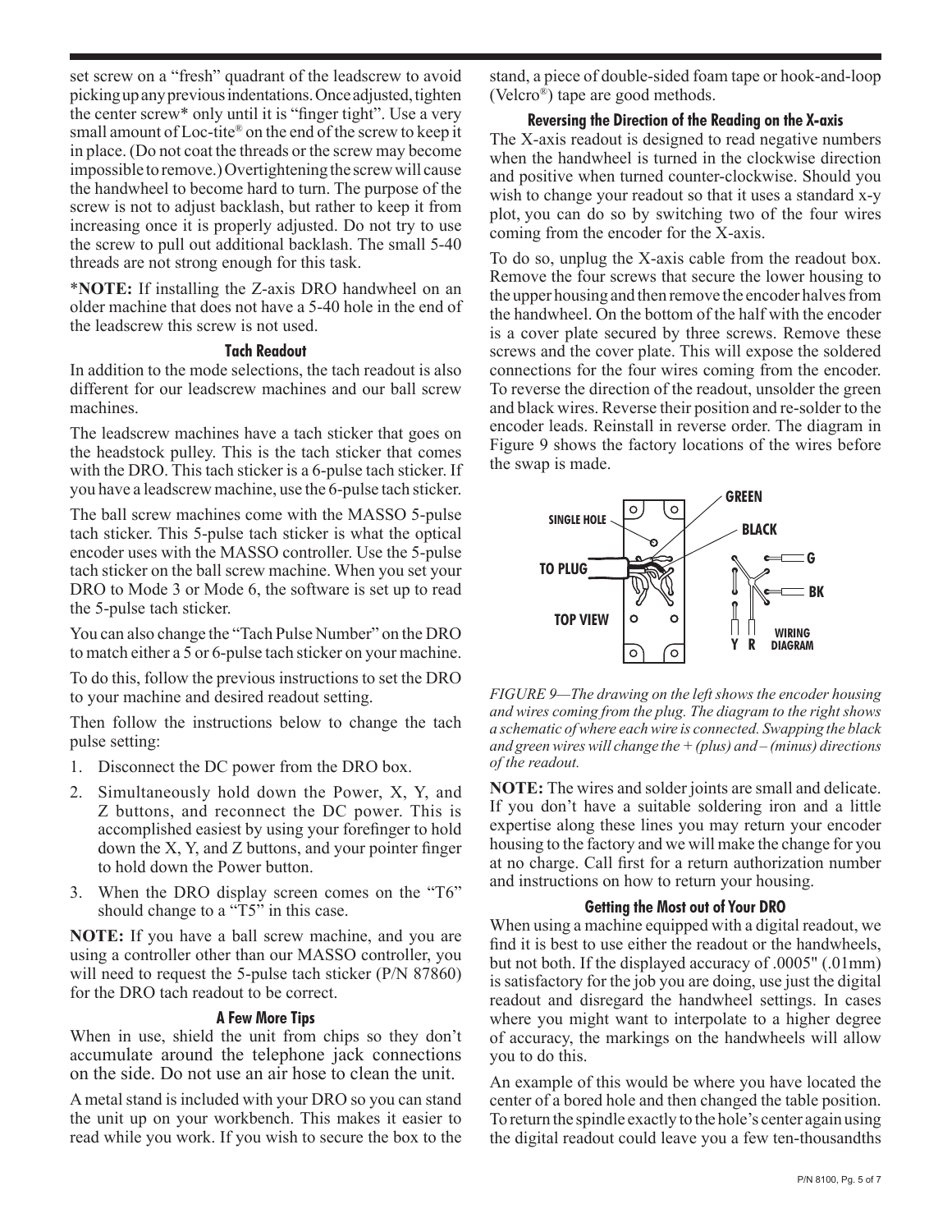set screw on a "fresh" quadrant of the leadscrew to avoid picking up any previous indentations. Once adjusted, tighten the center screw* only until it is "finger tight". Use a very small amount of Loc-tite® on the end of the screw to keep it in place. (Do not coat the threads or the screw may become impossible to remove.) Overtightening the screw will cause the handwheel to become hard to turn. The purpose of the screw is not to adjust backlash, but rather to keep it from increasing once it is properly adjusted. Do not try to use the screw to pull out additional backlash. The small 5-40 threads are not strong enough for this task.

***NOTE:** If installing the Z-axis DRO handwheel on an older machine that does not have a 5-40 hole in the end of the leadscrew this screw is not used.

### Tach Readout

In addition to the mode selections, the tach readout is also different for our leadscrew machines and our ball screw machines.

The leadscrew machines have a tach sticker that goes on the headstock pulley. This is the tach sticker that comes with the DRO. This tach sticker is a 6-pulse tach sticker. If you have a leadscrew machine, use the 6-pulse tach sticker.

The ball screw machines come with the MASSO 5-pulse tach sticker. This 5-pulse tach sticker is what the optical encoder uses with the MASSO controller. Use the 5-pulse tach sticker on the ball screw machine. When you set your DRO to Mode 3 or Mode 6, the software is set up to read the 5-pulse tach sticker.

You can also change the "Tach Pulse Number" on the DRO to match either a 5 or 6-pulse tach sticker on your machine.

To do this, follow the previous instructions to set the DRO to your machine and desired readout setting.

Then follow the instructions below to change the tach pulse setting:

1. Disconnect the DC power from the DRO box.
2. Simultaneously hold down the Power, X, Y, and Z buttons, and reconnect the DC power. This is accomplished easiest by using your forefinger to hold down the X, Y, and Z buttons, and your pointer finger to hold down the Power button.
3. When the DRO display screen comes on the "T6" should change to a "T5" in this case.

**NOTE:** If you have a ball screw machine, and you are using a controller other than our MASSO controller, you will need to request the 5-pulse tach sticker (P/N 87860) for the DRO tach readout to be correct.

### A Few More Tips

When in use, shield the unit from chips so they don't accumulate around the telephone jack connections on the side. Do not use an air hose to clean the unit.

A metal stand is included with your DRO so you can stand the unit up on your workbench. This makes it easier to read while you work. If you wish to secure the box to the stand, a piece of double-sided foam tape or hook-and-loop (Velcro®) tape are good methods.

### Reversing the Direction of the Reading on the X-axis

The X-axis readout is designed to read negative numbers when the handwheel is turned in the clockwise direction and positive when turned counter-clockwise. Should you wish to change your readout so that it uses a standard x-y plot, you can do so by switching two of the four wires coming from the encoder for the X-axis.

To do so, unplug the X-axis cable from the readout box. Remove the four screws that secure the lower housing to the upper housing and then remove the encoder halves from the handwheel. On the bottom of the half with the encoder is a cover plate secured by three screws. Remove these screws and the cover plate. This will expose the soldered connections for the four wires coming from the encoder. To reverse the direction of the readout, unsolder the green and black wires. Reverse their position and re-solder to the encoder leads. Reinstall in reverse order. The diagram in Figure 9 shows the factory locations of the wires before the swap is made.

GREEN
SINGLE HOLE
BLACK
TO PLUG
G
BK
TOP VIEW
Y R
WIRING DIAGRAM

*FIGURE 9—The drawing on the left shows the encoder housing and wires coming from the plug. The diagram to the right shows a schematic of where each wire is connected. Swapping the black and green wires will change the + (plus) and – (minus) directions of the readout.*

**NOTE:** The wires and solder joints are small and delicate. If you don't have a suitable soldering iron and a little expertise along these lines you may return your encoder housing to the factory and we will make the change for you at no charge. Call first for a return authorization number and instructions on how to return your housing.

### Getting the Most out of Your DRO

When using a machine equipped with a digital readout, we find it is best to use either the readout or the handwheels, but not both. If the displayed accuracy of .0005" (.01mm) is satisfactory for the job you are doing, use just the digital readout and disregard the handwheel settings. In cases where you might want to interpolate to a higher degree of accuracy, the markings on the handwheels will allow you to do this.

An example of this would be where you have located the center of a bored hole and then changed the table position. To return the spindle exactly to the hole's center again using the digital readout could leave you a few ten-thousandths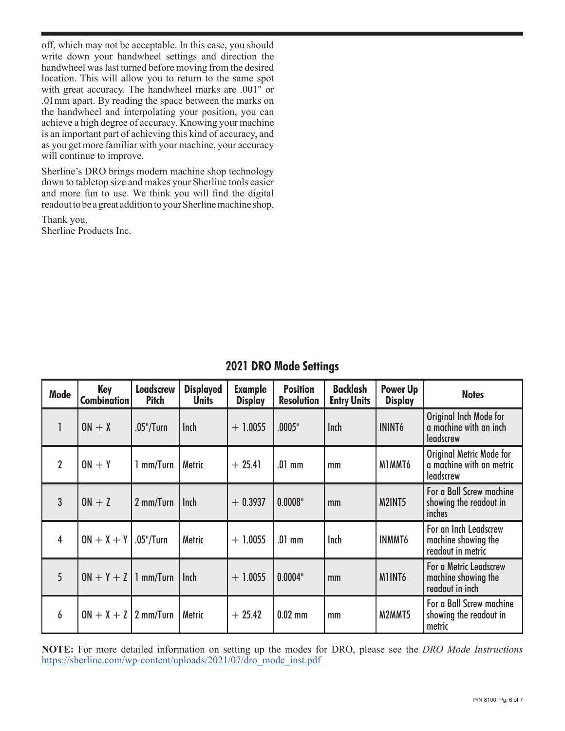off, which may not be acceptable. In this case, you should write down your handwheel settings and direction the handwheel was last turned before moving from the desired location. This will allow you to return to the same spot with great accuracy. The handwheel marks are .001" or .01mm apart. By reading the space between the marks on the handwheel and interpolating your position, you can achieve a high degree of accuracy. Knowing your machine is an important part of achieving this kind of accuracy, and as you get more familiar with your machine, your accuracy will continue to improve.

Sherline's DRO brings modern machine shop technology down to tabletop size and makes your Sherline tools easier and more fun to use. We think you will find the digital readout to be a great addition to your Sherline machine shop.

Thank you,
Sherline Products Inc.

## 2021 DRO Mode Settings

| Mode | Key Combination | Leadscrew Pitch | Displayed Units | Example Display | Position Resolution | Backlash Entry Units | Power Up Display | Notes |
|---|---|---|---|---|---|---|---|---|
| 1 | ON + X | .05"/Turn | Inch | + 1.0055 | .0005" | Inch | ININT6 | Original Inch Mode for a machine with an inch leadscrew |
| 2 | ON + Y | 1 mm/Turn | Metric | + 25.41 | .01 mm | mm | M1MMT6 | Original Metric Mode for a machine with an metric leadscrew |
| 3 | ON + Z | 2 mm/Turn | Inch | + 0.3937 | 0.0008" | mm | M2INT5 | For a Ball Screw machine showing the readout in inches |
| 4 | ON + X + Y | .05"/Turn | Metric | + 1.0055 | .01 mm | Inch | INMMT6 | For an Inch Leadscrew machine showing the readout in metric |
| 5 | ON + Y + Z | 1 mm/Turn | Inch | + 1.0055 | 0.0004" | mm | M1INT6 | For a Metric Leadscrew machine showing the readout in inch |
| 6 | ON + X + Z | 2 mm/Turn | Metric | + 25.42 | 0.02 mm | mm | M2MMT5 | For a Ball Screw machine showing the readout in metric |

**NOTE:** For more detailed information on setting up the modes for DRO, please see the *DRO Mode Instructions* https://sherline.com/wp-content/uploads/2021/07/dro_mode_inst.pdf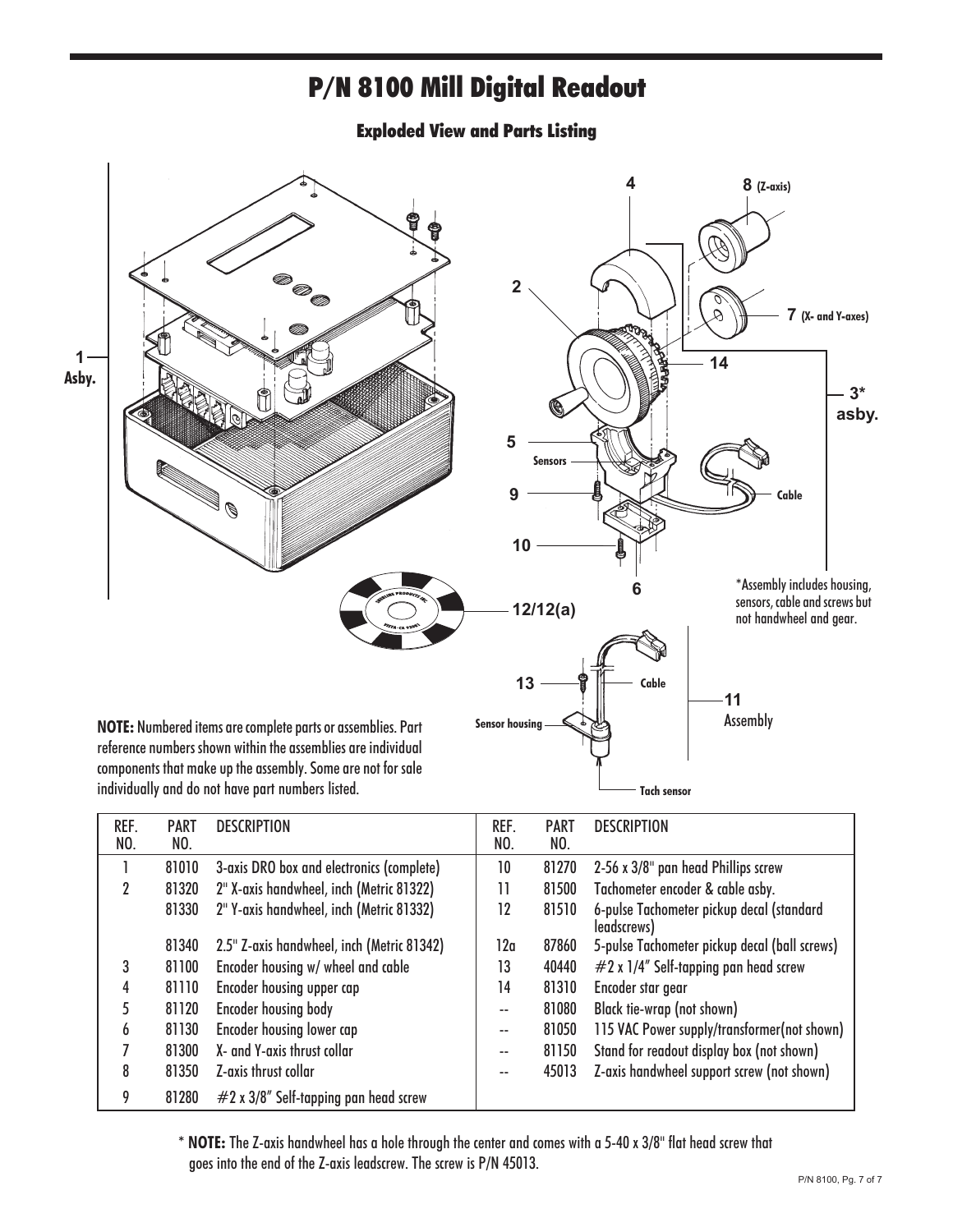# P/N 8100 Mill Digital Readout

## Exploded View and Parts Listing

1 Asby.

2

3* asby.

4

5 Sensors

6

7 (X- and Y-axes)

8 (Z-axis)

9

10

11 Assembly

12/12(a)

13

14

Cable

Sensor housing

Tach sensor

*Assembly includes housing, sensors, cable and screws but not handwheel and gear.

**NOTE:** Numbered items are complete parts or assemblies. Part reference numbers shown within the assemblies are individual components that make up the assembly. Some are not for sale individually and do not have part numbers listed.

| REF. NO. | PART NO. | DESCRIPTION |
|---|---|---|
| 1 | 81010 | 3-axis DRO box and electronics (complete) |
| 2 | 81320 | 2" X-axis handwheel, inch (Metric 81322) |
| | 81330 | 2" Y-axis handwheel, inch (Metric 81332) |
| | 81340 | 2.5" Z-axis handwheel, inch (Metric 81342) |
| 3 | 81100 | Encoder housing w/ wheel and cable |
| 4 | 81110 | Encoder housing upper cap |
| 5 | 81120 | Encoder housing body |
| 6 | 81130 | Encoder housing lower cap |
| 7 | 81300 | X- and Y-axis thrust collar |
| 8 | 81350 | Z-axis thrust collar |
| 9 | 81280 | #2 x 3/8" Self-tapping pan head screw |
| 10 | 81270 | 2-56 x 3/8" pan head Phillips screw |
| 11 | 81500 | Tachometer encoder & cable asby. |
| 12 | 81510 | 6-pulse Tachometer pickup decal (standard leadscrews) |
| 12a | 87860 | 5-pulse Tachometer pickup decal (ball screws) |
| 13 | 40440 | #2 x 1/4" Self-tapping pan head screw |
| 14 | 81310 | Encoder star gear |
| -- | 81080 | Black tie-wrap (not shown) |
| -- | 81050 | 115 VAC Power supply/transformer(not shown) |
| -- | 81150 | Stand for readout display box (not shown) |
| -- | 45013 | Z-axis handwheel support screw (not shown) |

* **NOTE:** The Z-axis handwheel has a hole through the center and comes with a 5-40 x 3/8" flat head screw that goes into the end of the Z-axis leadscrew. The screw is P/N 45013.